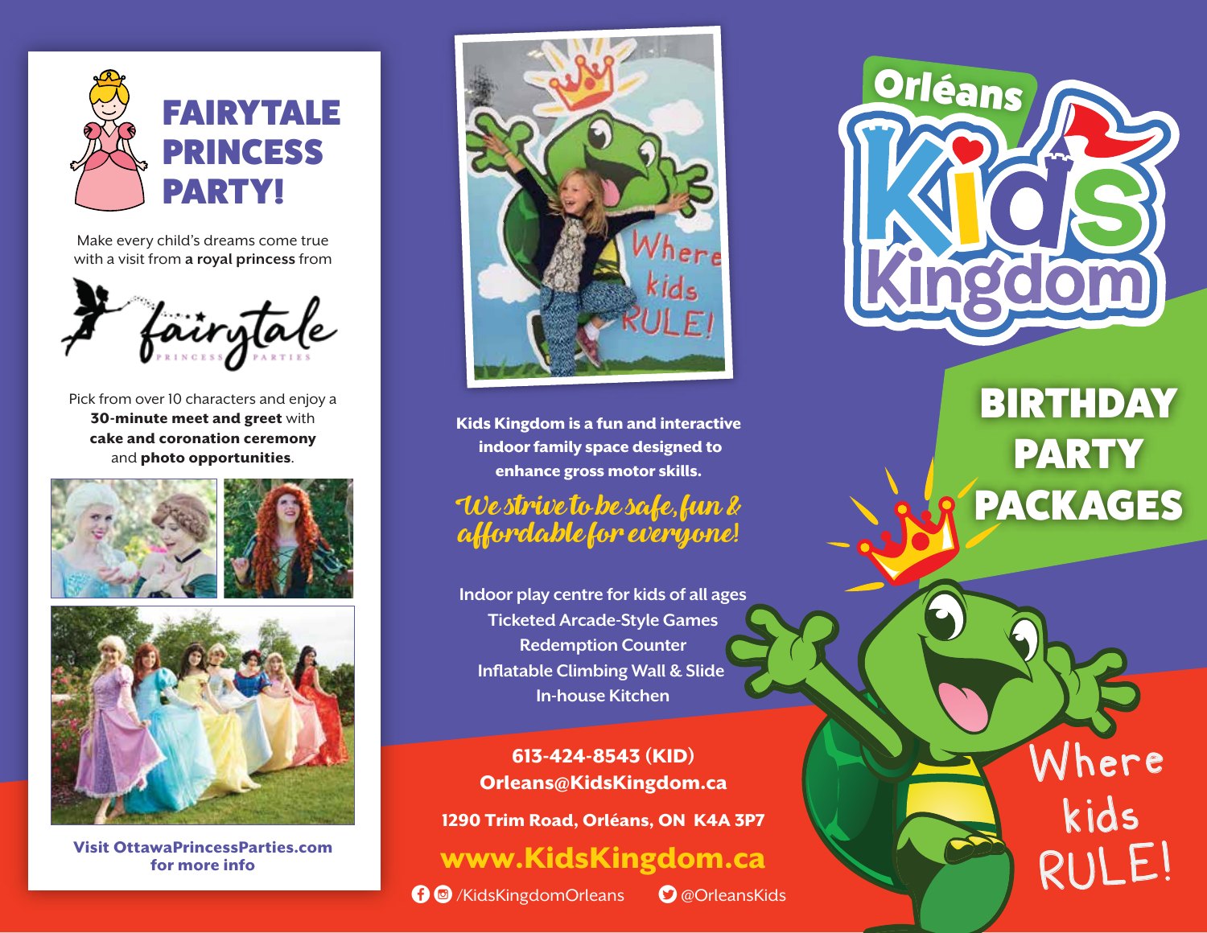# FAIRYTALE PRINCESS PARTY!

Make every child's dreams come true with a visit from **a royal princess** from

fairytale PRINCESS PARTIES

Pick from over 10 characters and enjoy a **30-minute meet and greet** with **cake and coronation ceremony** and **photo opportunities**.

**Visit OttawaPrincessParties.com for more info**

Where kids RULE!

**Kids Kingdom is a fun and interactive indoor family space designed to enhance gross motor skills.**

*We strive to be safe, fun & affordable for everyone!*

Indoor play centre for kids of all ages
Ticketed Arcade-Style Games
Redemption Counter
Inflatable Climbing Wall & Slide
In-house Kitchen

**613-424-8543 (KID)**
**Orleans@KidsKingdom.ca**

**1290 Trim Road, Orléans, ON K4A 3P7**

**www.KidsKingdom.ca**

/KidsKingdomOrleans @OrleansKids

# Orléans Kids Kingdom

## BIRTHDAY PARTY PACKAGES

Where kids RULE!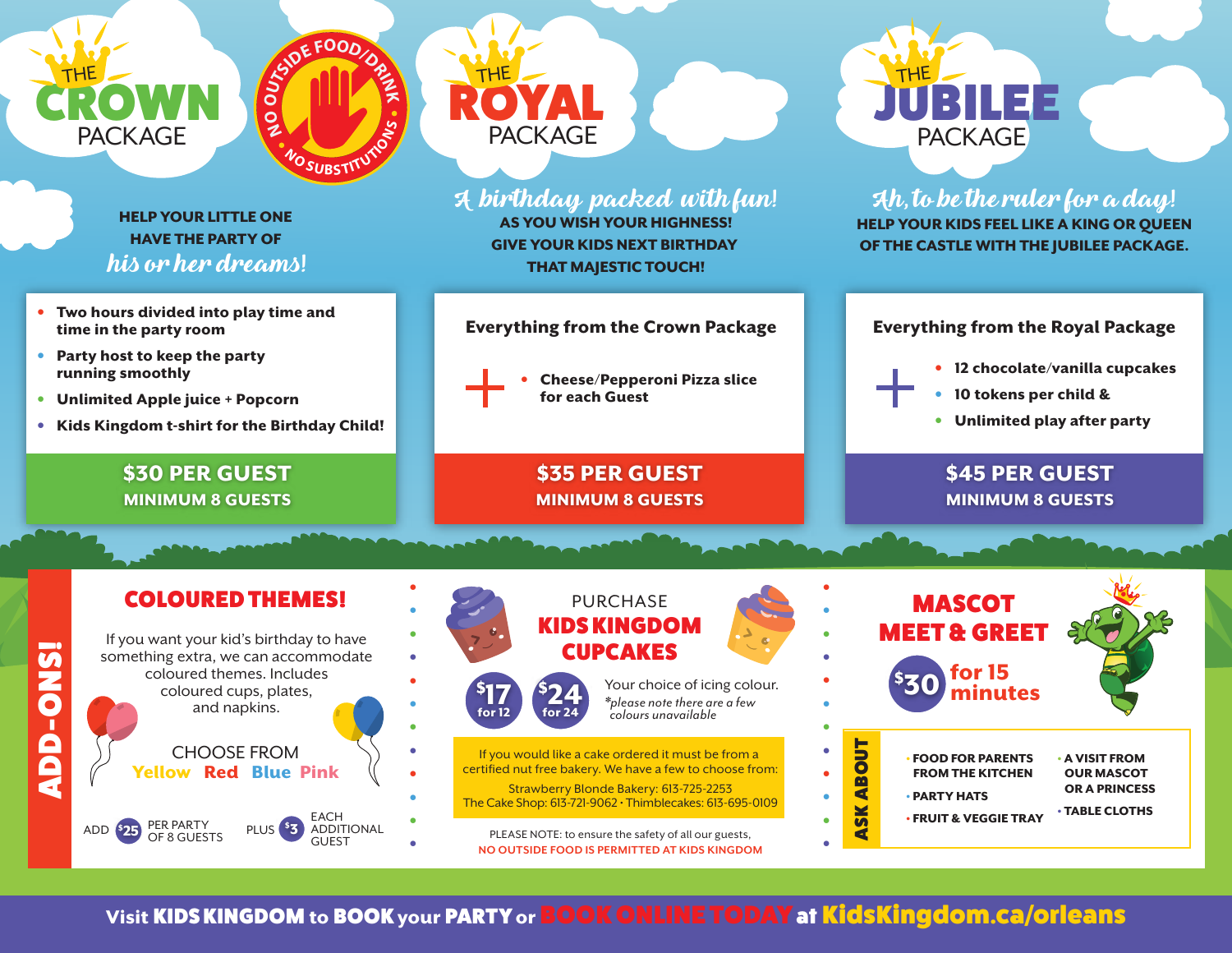## THE CROWN PACKAGE

**NO OUTSIDE FOOD/DRINK · NO SUBSTITUTIONS**

HELP YOUR LITTLE ONE HAVE THE PARTY OF *his or her dreams!*

- **Two hours divided into play time and time in the party room**
- **Party host to keep the party running smoothly**
- **Unlimited Apple juice + Popcorn**
- **Kids Kingdom t-shirt for the Birthday Child!**

**$30 PER GUEST**
**MINIMUM 8 GUESTS**

## THE ROYAL PACKAGE

*A birthday packed with fun!*

AS YOU WISH YOUR HIGHNESS! GIVE YOUR KIDS NEXT BIRTHDAY THAT MAJESTIC TOUCH!

**Everything from the Crown Package**

+

- **Cheese/Pepperoni Pizza slice for each Guest**

**$35 PER GUEST**
**MINIMUM 8 GUESTS**

## THE JUBILEE PACKAGE

*Ah, to be the ruler for a day!*

HELP YOUR KIDS FEEL LIKE A KING OR QUEEN OF THE CASTLE WITH THE JUBILEE PACKAGE.

**Everything from the Royal Package**

+

- **12 chocolate/vanilla cupcakes**
- **10 tokens per child &**
- **Unlimited play after party**

**$45 PER GUEST**
**MINIMUM 8 GUESTS**

## ADD-ONS!

### COLOURED THEMES!

If you want your kid's birthday to have something extra, we can accommodate coloured themes. Includes coloured cups, plates, and napkins.

CHOOSE FROM
Yellow Red Blue Pink

ADD $25 PER PARTY OF 8 GUESTS PLUS $3 EACH ADDITIONAL GUEST

### PURCHASE KIDS KINGDOM CUPCAKES

$17 for 12
$24 for 24

Your choice of icing colour.
*please note there are a few colours unavailable

If you would like a cake ordered it must be from a certified nut free bakery. We have a few to choose from:

Strawberry Blonde Bakery: 613-725-2253
The Cake Shop: 613-721-9062 • Thimblecakes: 613-695-0109

PLEASE NOTE: to ensure the safety of all our guests,
NO OUTSIDE FOOD IS PERMITTED AT KIDS KINGDOM

### MASCOT MEET & GREET

$30 for 15 minutes

### ASK ABOUT

- FOOD FOR PARENTS FROM THE KITCHEN
- PARTY HATS
- FRUIT & VEGGIE TRAY
- A VISIT FROM OUR MASCOT OR A PRINCESS
- TABLE CLOTHS

Visit **KIDS KINGDOM** to **BOOK** your **PARTY** or **BOOK ONLINE TODAY** at **KidsKingdom.ca/orleans**